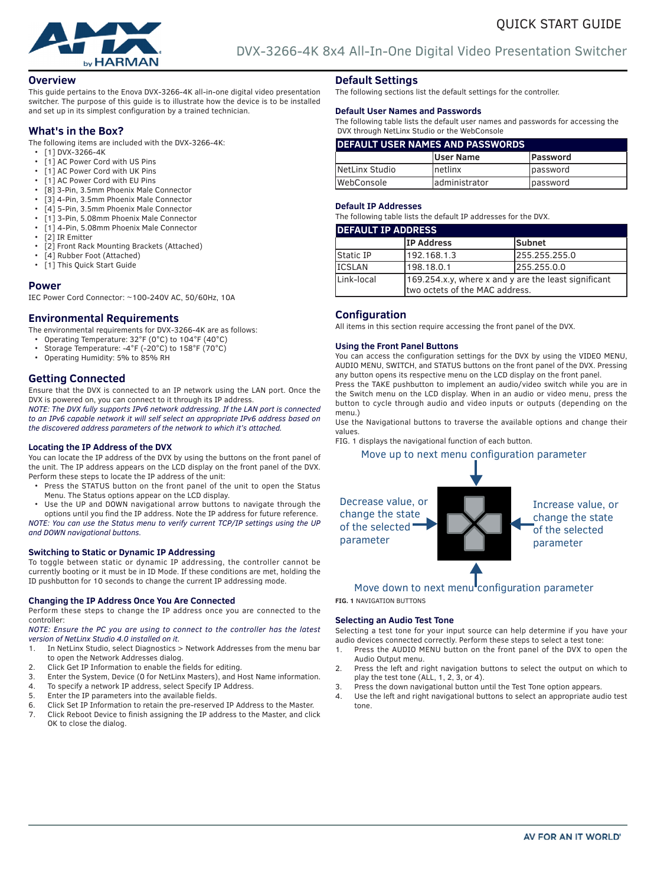# QUICK START GUIDE

## DVX-3266-4K 8x4 All-In-One Digital Video Presentation Switcher

## Overview

This guide pertains to the Enova DVX-3266-4K all-in-one digital video presentation switcher. The purpose of this guide is to illustrate how the device is to be installed and set up in its simplest configuration by a trained technician.

## What's in the Box?

The following items are included with the DVX-3266-4K:

- [1] DVX-3266-4K
- [1] AC Power Cord with US Pins
- [1] AC Power Cord with UK Pins
- [1] AC Power Cord with EU Pins
- [8] 3-Pin, 3.5mm Phoenix Male Connector
- [3] 4-Pin, 3.5mm Phoenix Male Connector
- [4] 5-Pin, 3.5mm Phoenix Male Connector
- [1] 3-Pin, 5.08mm Phoenix Male Connector
- [1] 4-Pin, 5.08mm Phoenix Male Connector
- [2] IR Emitter
- [2] Front Rack Mounting Brackets (Attached)
- [4] Rubber Foot (Attached)
- [1] This Quick Start Guide

## Power

IEC Power Cord Connector: ~100-240V AC, 50/60Hz, 10A

## Environmental Requirements

The environmental requirements for DVX-3266-4K are as follows:

- Operating Temperature: 32°F (0°C) to 104°F (40°C)
- Storage Temperature: -4°F (-20°C) to 158°F (70°C)
- Operating Humidity: 5% to 85% RH

## Getting Connected

Ensure that the DVX is connected to an IP network using the LAN port. Once the DVX is powered on, you can connect to it through its IP address.

*NOTE: The DVX fully supports IPv6 network addressing. If the LAN port is connected to an IPv6 capable network it will self select an appropriate IPv6 address based on the discovered address parameters of the network to which it's attached.*

### Locating the IP Address of the DVX

You can locate the IP address of the DVX by using the buttons on the front panel of the unit. The IP address appears on the LCD display on the front panel of the DVX. Perform these steps to locate the IP address of the unit:

- Press the STATUS button on the front panel of the unit to open the Status Menu. The Status options appear on the LCD display.
- Use the UP and DOWN navigational arrow buttons to navigate through the options until you find the IP address. Note the IP address for future reference.

*NOTE: You can use the Status menu to verify current TCP/IP settings using the UP and DOWN navigational buttons.*

### Switching to Static or Dynamic IP Addressing

To toggle between static or dynamic IP addressing, the controller cannot be currently booting or it must be in ID Mode. If these conditions are met, holding the ID pushbutton for 10 seconds to change the current IP addressing mode.

### Changing the IP Address Once You Are Connected

Perform these steps to change the IP address once you are connected to the controller:

*NOTE: Ensure the PC you are using to connect to the controller has the latest version of NetLinx Studio 4.0 installed on it.*

1. In NetLinx Studio, select Diagnostics > Network Addresses from the menu bar to open the Network Addresses dialog.
2. Click Get IP Information to enable the fields for editing.
3. Enter the System, Device (0 for NetLinx Masters), and Host Name information.
4. To specify a network IP address, select Specify IP Address.
5. Enter the IP parameters into the available fields.
6. Click Set IP Information to retain the pre-reserved IP Address to the Master.
7. Click Reboot Device to finish assigning the IP address to the Master, and click OK to close the dialog.

## Default Settings

The following sections list the default settings for the controller.

### Default User Names and Passwords

The following table lists the default user names and passwords for accessing the DVX through NetLinx Studio or the WebConsole

| DEFAULT USER NAMES AND PASSWORDS | | |
|---|---|---|
| | User Name | Password |
| NetLinx Studio | netlinx | password |
| WebConsole | administrator | password |

### Default IP Addresses

The following table lists the default IP addresses for the DVX.

| DEFAULT IP ADDRESS | | |
|---|---|---|
| | IP Address | Subnet |
| Static IP | 192.168.1.3 | 255.255.255.0 |
| ICSLAN | 198.18.0.1 | 255.255.0.0 |
| Link-local | 169.254.x.y, where x and y are the least significant two octets of the MAC address. | |

## Configuration

All items in this section require accessing the front panel of the DVX.

### Using the Front Panel Buttons

You can access the configuration settings for the DVX by using the VIDEO MENU, AUDIO MENU, SWITCH, and STATUS buttons on the front panel of the DVX. Pressing any button opens its respective menu on the LCD display on the front panel.

Press the TAKE pushbutton to implement an audio/video switch while you are in the Switch menu on the LCD display. When in an audio or video menu, press the button to cycle through audio and video inputs or outputs (depending on the menu.)

Use the Navigational buttons to traverse the available options and change their values.

FIG. 1 displays the navigational function of each button.

Move up to next menu configuration parameter

Decrease value, or change the state of the selected parameter

Increase value, or change the state of the selected parameter

Move down to next menu configuration parameter

**FIG. 1** NAVIGATION BUTTONS

### Selecting an Audio Test Tone

Selecting a test tone for your input source can help determine if you have your audio devices connected correctly. Perform these steps to select a test tone:

1. Press the AUDIO MENU button on the front panel of the DVX to open the Audio Output menu.
2. Press the left and right navigation buttons to select the output on which to play the test tone (ALL, 1, 2, 3, or 4).
3. Press the down navigational button until the Test Tone option appears.
4. Use the left and right navigational buttons to select an appropriate audio test tone.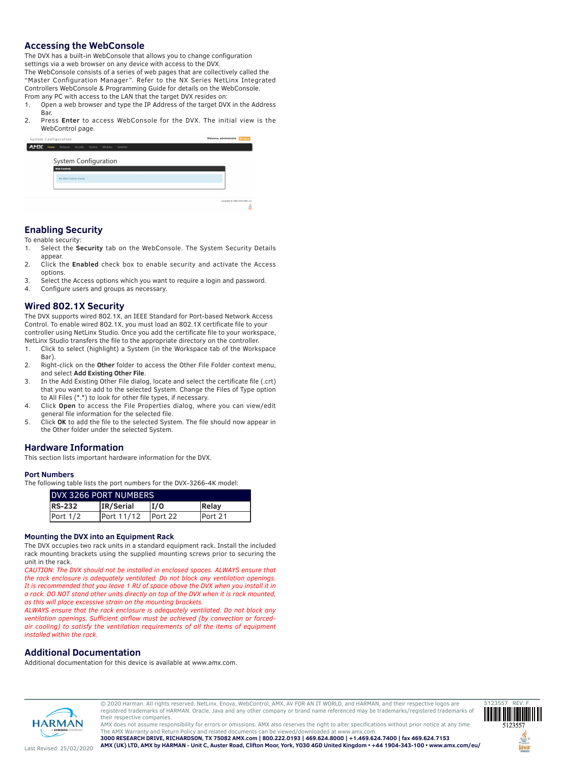## Accessing the WebConsole

The DVX has a built-in WebConsole that allows you to change configuration settings via a web browser on any device with access to the DVX.

The WebConsole consists of a series of web pages that are collectively called the "Master Configuration Manager". Refer to the NX Series NetLinx Integrated Controllers WebConsole & Programming Guide for details on the WebConsole.

From any PC with access to the LAN that the target DVX resides on:

1. Open a web browser and type the IP Address of the target DVX in the Address Bar.
2. Press **Enter** to access WebConsole for the DVX. The initial view is the WebControl page.

## Enabling Security

To enable security:

1. Select the **Security** tab on the WebConsole. The System Security Details appear.
2. Click the **Enabled** check box to enable security and activate the Access options.
3. Select the Access options which you want to require a login and password.
4. Configure users and groups as necessary.

## Wired 802.1X Security

The DVX supports wired 802.1X, an IEEE Standard for Port-based Network Access Control. To enable wired 802.1X, you must load an 802.1X certificate file to your controller using NetLinx Studio. Once you add the certificate file to your workspace, NetLinx Studio transfers the file to the appropriate directory on the controller.

1. Click to select (highlight) a System (in the Workspace tab of the Workspace Bar).
2. Right-click on the **Other** folder to access the Other File Folder context menu, and select **Add Existing Other File**.
3. In the Add Existing Other File dialog, locate and select the certificate file (.crt) that you want to add to the selected System. Change the Files of Type option to All Files (*.*) to look for other file types, if necessary.
4. Click **Open** to access the File Properties dialog, where you can view/edit general file information for the selected file.
5. Click **OK** to add the file to the selected System. The file should now appear in the Other folder under the selected System.

## Hardware Information

This section lists important hardware information for the DVX.

### Port Numbers

The following table lists the port numbers for the DVX-3266-4K model:

| DVX 3266 PORT NUMBERS | | | |
|---|---|---|---|
| **RS-232** | **IR/Serial** | **I/O** | **Relay** |
| Port 1/2 | Port 11/12 | Port 22 | Port 21 |

### Mounting the DVX into an Equipment Rack

The DVX occupies two rack units in a standard equipment rack. Install the included rack mounting brackets using the supplied mounting screws prior to securing the unit in the rack.

*CAUTION: The DVX should not be installed in enclosed spaces. ALWAYS ensure that the rack enclosure is adequately ventilated. Do not block any ventilation openings. It is recommended that you leave 1 RU of space above the DVX when you install it in a rack. DO NOT stand other units directly on top of the DVX when it is rack mounted, as this will place excessive strain on the mounting brackets.*

*ALWAYS ensure that the rack enclosure is adequately ventilated. Do not block any ventilation openings. Sufficient airflow must be achieved (by convection or forced-air cooling) to satisfy the ventilation requirements of all the items of equipment installed within the rack.*

## Additional Documentation

Additional documentation for this device is available at www.amx.com.

© 2020 Harman. All rights reserved. NetLinx, Enova, WebControl, AMX, AV FOR AN IT WORLD, and HARMAN, and their respective logos are registered trademarks of HARMAN. Oracle, Java and any other company or brand name referenced may be trademarks/registered trademarks of their respective companies.
AMX does not assume responsibility for errors or omissions. AMX also reserves the right to alter specifications without prior notice at any time.
The AMX Warranty and Return Policy and related documents can be viewed/downloaded at www.amx.com.
**3000 RESEARCH DRIVE, RICHARDSON, TX 75082 AMX.com | 800.222.0193 | 469.624.8000 | +1.469.624.7400 | fax 469.624.7153**
**AMX (UK) LTD, AMX by HARMAN - Unit C, Auster Road, Clifton Moor, York, YO30 4GD United Kingdom • +44 1904-343-100 • www.amx.com/eu/**

Last Revised: 25/02/2020

5123557 REV: F